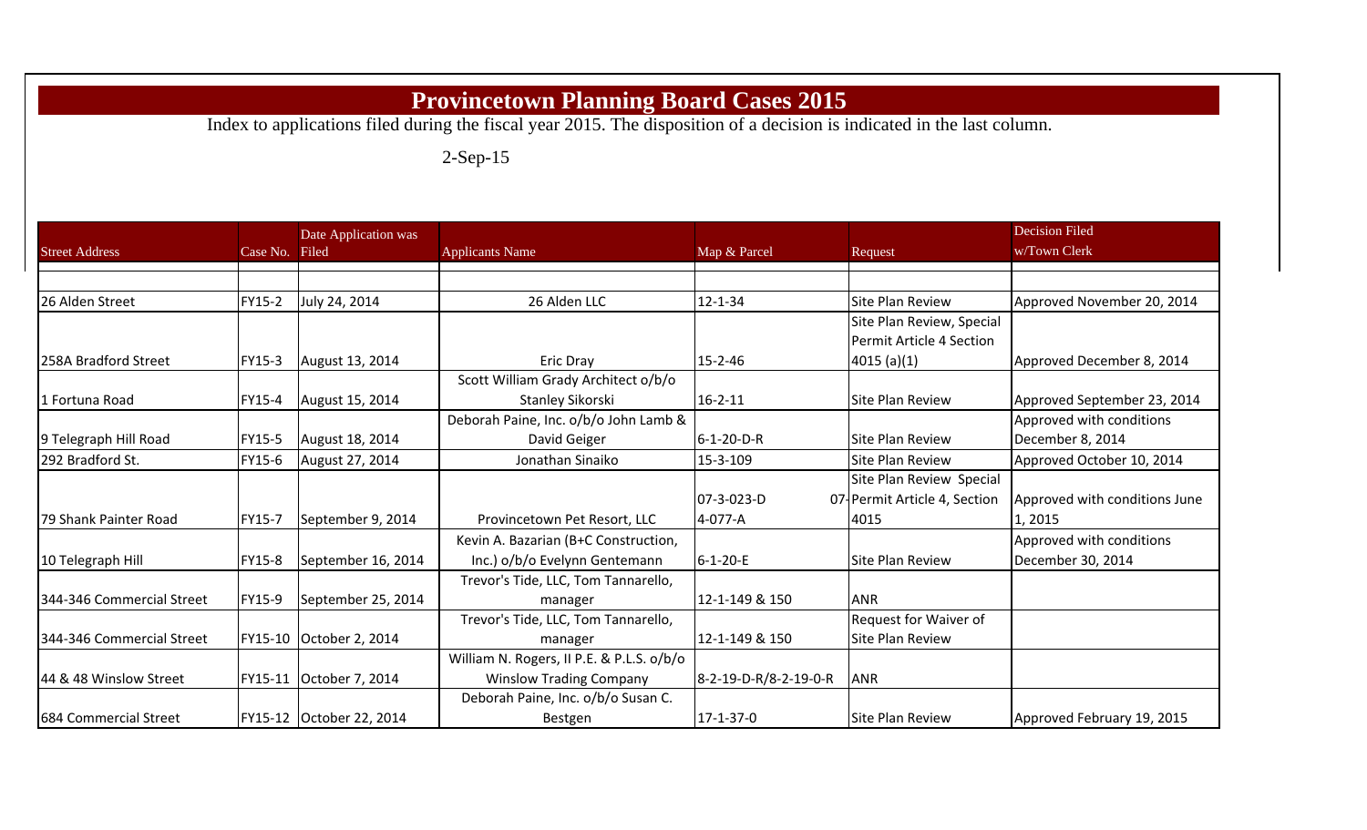# Provincetown Planning Board Cases 2015

Index to applications filed during the fiscal year 2015. The disposition of a decision is indicated in the last column.

2-Sep-15

| Street Address | Case No. | Date Application was Filed | Applicants Name | Map & Parcel | Request | Decision Filed w/Town Clerk |
|---|---|---|---|---|---|---|
| | | | | | | |
| 26 Alden Street | FY15-2 | July 24, 2014 | 26 Alden LLC | 12-1-34 | Site Plan Review | Approved November 20, 2014 |
| 258A Bradford Street | FY15-3 | August 13, 2014 | Eric Dray | 15-2-46 | Site Plan Review, Special Permit Article 4 Section 4015 (a)(1) | Approved December 8, 2014 |
| 1 Fortuna Road | FY15-4 | August 15, 2014 | Scott William Grady Architect o/b/o Stanley Sikorski | 16-2-11 | Site Plan Review | Approved September 23, 2014 |
| 9 Telegraph Hill Road | FY15-5 | August 18, 2014 | Deborah Paine, Inc. o/b/o John Lamb & David Geiger | 6-1-20-D-R | Site Plan Review | Approved with conditions December 8, 2014 |
| 292 Bradford St. | FY15-6 | August 27, 2014 | Jonathan Sinaiko | 15-3-109 | Site Plan Review | Approved October 10, 2014 |
| 79 Shank Painter Road | FY15-7 | September 9, 2014 | Provincetown Pet Resort, LLC | 07-3-023-D 07-4-077-A | Site Plan Review Special Permit Article 4, Section 4015 | Approved with conditions June 1, 2015 |
| 10 Telegraph Hill | FY15-8 | September 16, 2014 | Kevin A. Bazarian (B+C Construction, Inc.) o/b/o Evelynn Gentemann | 6-1-20-E | Site Plan Review | Approved with conditions December 30, 2014 |
| 344-346 Commercial Street | FY15-9 | September 25, 2014 | Trevor's Tide, LLC, Tom Tannarello, manager | 12-1-149 & 150 | ANR | |
| 344-346 Commercial Street | FY15-10 | October 2, 2014 | Trevor's Tide, LLC, Tom Tannarello, manager | 12-1-149 & 150 | Request for Waiver of Site Plan Review | |
| 44 & 48 Winslow Street | FY15-11 | October 7, 2014 | William N. Rogers, II P.E. & P.L.S. o/b/o Winslow Trading Company | 8-2-19-D-R/8-2-19-0-R | ANR | |
| 684 Commercial Street | FY15-12 | October 22, 2014 | Deborah Paine, Inc. o/b/o Susan C. Bestgen | 17-1-37-0 | Site Plan Review | Approved February 19, 2015 |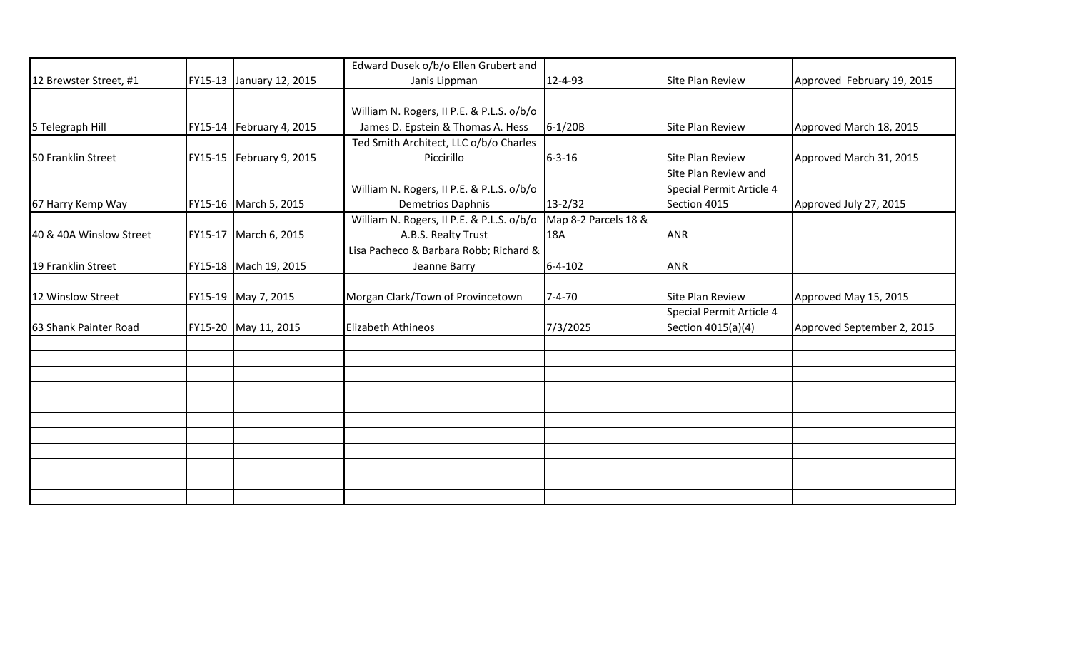| | | | | | | |
|---|---|---|---|---|---|---|
| 12 Brewster Street, #1 | FY15-13 | January 12, 2015 | Edward Dusek o/b/o Ellen Grubert and Janis Lippman | 12-4-93 | Site Plan Review | Approved February 19, 2015 |
| 5 Telegraph Hill | FY15-14 | February 4, 2015 | William N. Rogers, II P.E. & P.L.S. o/b/o James D. Epstein & Thomas A. Hess | 6-1/20B | Site Plan Review | Approved March 18, 2015 |
| 50 Franklin Street | FY15-15 | February 9, 2015 | Ted Smith Architect, LLC o/b/o Charles Piccirillo | 6-3-16 | Site Plan Review | Approved March 31, 2015 |
| 67 Harry Kemp Way | FY15-16 | March 5, 2015 | William N. Rogers, II P.E. & P.L.S. o/b/o Demetrios Daphnis | 13-2/32 | Site Plan Review and Special Permit Article 4 Section 4015 | Approved July 27, 2015 |
| 40 & 40A Winslow Street | FY15-17 | March 6, 2015 | William N. Rogers, II P.E. & P.L.S. o/b/o A.B.S. Realty Trust | Map 8-2 Parcels 18 & 18A | ANR | |
| 19 Franklin Street | FY15-18 | Mach 19, 2015 | Lisa Pacheco & Barbara Robb; Richard & Jeanne Barry | 6-4-102 | ANR | |
| 12 Winslow Street | FY15-19 | May 7, 2015 | Morgan Clark/Town of Provincetown | 7-4-70 | Site Plan Review | Approved May 15, 2015 |
| 63 Shank Painter Road | FY15-20 | May 11, 2015 | Elizabeth Athineos | 7/3/2025 | Special Permit Article 4 Section 4015(a)(4) | Approved September 2, 2015 |
| | | | | | | |
| | | | | | | |
| | | | | | | |
| | | | | | | |
| | | | | | | |
| | | | | | | |
| | | | | | | |
| | | | | | | |
| | | | | | | |
| | | | | | | |
| | | | | | | |